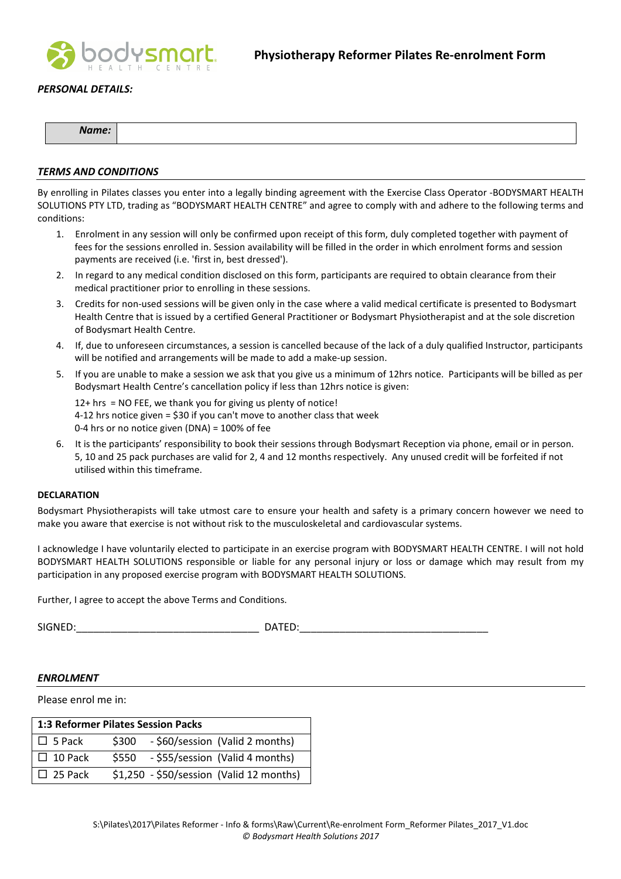# Physiotherapy Reformer Pilates Re-enrolment Form

***PERSONAL DETAILS:***

| ***Name:*** | |
|---|---|

***TERMS AND CONDITIONS***

By enrolling in Pilates classes you enter into a legally binding agreement with the Exercise Class Operator -BODYSMART HEALTH SOLUTIONS PTY LTD, trading as "BODYSMART HEALTH CENTRE" and agree to comply with and adhere to the following terms and conditions:

1. Enrolment in any session will only be confirmed upon receipt of this form, duly completed together with payment of fees for the sessions enrolled in. Session availability will be filled in the order in which enrolment forms and session payments are received (i.e. 'first in, best dressed').
2. In regard to any medical condition disclosed on this form, participants are required to obtain clearance from their medical practitioner prior to enrolling in these sessions.
3. Credits for non-used sessions will be given only in the case where a valid medical certificate is presented to Bodysmart Health Centre that is issued by a certified General Practitioner or Bodysmart Physiotherapist and at the sole discretion of Bodysmart Health Centre.
4. If, due to unforeseen circumstances, a session is cancelled because of the lack of a duly qualified Instructor, participants will be notified and arrangements will be made to add a make-up session.
5. If you are unable to make a session we ask that you give us a minimum of 12hrs notice. Participants will be billed as per Bodysmart Health Centre's cancellation policy if less than 12hrs notice is given:

   12+ hrs = NO FEE, we thank you for giving us plenty of notice!
   4-12 hrs notice given = $30 if you can't move to another class that week
   0-4 hrs or no notice given (DNA) = 100% of fee

6. It is the participants' responsibility to book their sessions through Bodysmart Reception via phone, email or in person. 5, 10 and 25 pack purchases are valid for 2, 4 and 12 months respectively. Any unused credit will be forfeited if not utilised within this timeframe.

**DECLARATION**

Bodysmart Physiotherapists will take utmost care to ensure your health and safety is a primary concern however we need to make you aware that exercise is not without risk to the musculoskeletal and cardiovascular systems.

I acknowledge I have voluntarily elected to participate in an exercise program with BODYSMART HEALTH CENTRE. I will not hold BODYSMART HEALTH SOLUTIONS responsible or liable for any personal injury or loss or damage which may result from my participation in any proposed exercise program with BODYSMART HEALTH SOLUTIONS.

Further, I agree to accept the above Terms and Conditions.

SIGNED:________________________________ DATED:_________________________________

***ENROLMENT***

Please enrol me in:

| 1:3 Reformer Pilates Session Packs | | |
|---|---|---|
| ☐ 5 Pack | $300 | - $60/session (Valid 2 months) |
| ☐ 10 Pack | $550 | - $55/session (Valid 4 months) |
| ☐ 25 Pack | $1,250 | - $50/session (Valid 12 months) |

S:\Pilates\2017\Pilates Reformer - Info & forms\Raw\Current\Re-enrolment Form_Reformer Pilates_2017_V1.doc
*© Bodysmart Health Solutions 2017*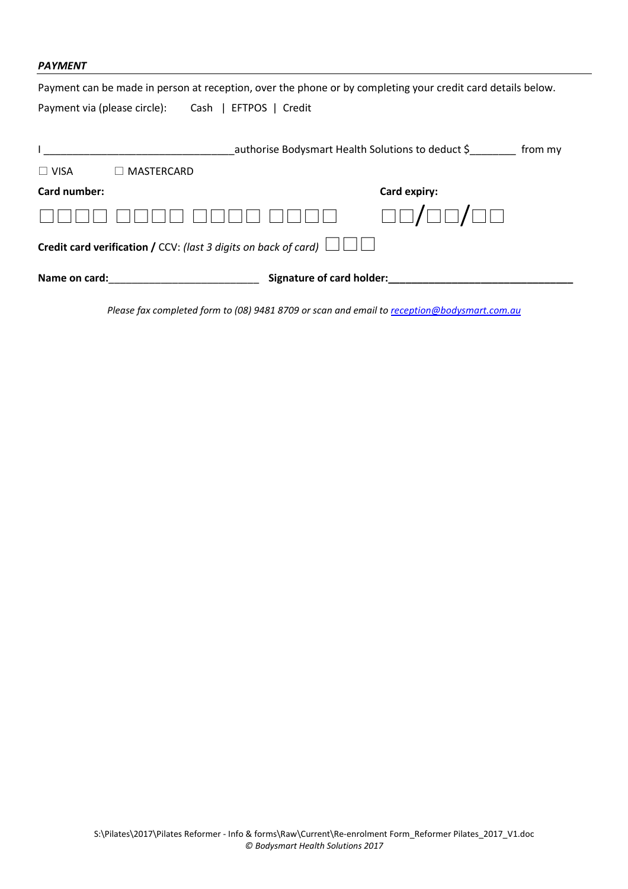***PAYMENT***

Payment can be made in person at reception, over the phone or by completing your credit card details below.

Payment via (please circle): Cash | EFTPOS | Credit

I ________________________________authorise Bodysmart Health Solutions to deduct $________ from my

☐ VISA ☐ MASTERCARD

**Card number:** ☐☐☐☐ ☐☐☐☐ ☐☐☐☐ ☐☐☐☐

**Card expiry:** ☐☐/☐☐/☐☐

**Credit card verification /** CCV: *(last 3 digits on back of card)* ☐☐☐

**Name on card:**__________________________ **Signature of card holder:**________________________________

*Please fax completed form to (08) 9481 8709 or scan and email to reception@bodysmart.com.au*

S:\Pilates\2017\Pilates Reformer - Info & forms\Raw\Current\Re-enrolment Form_Reformer Pilates_2017_V1.doc

*© Bodysmart Health Solutions 2017*